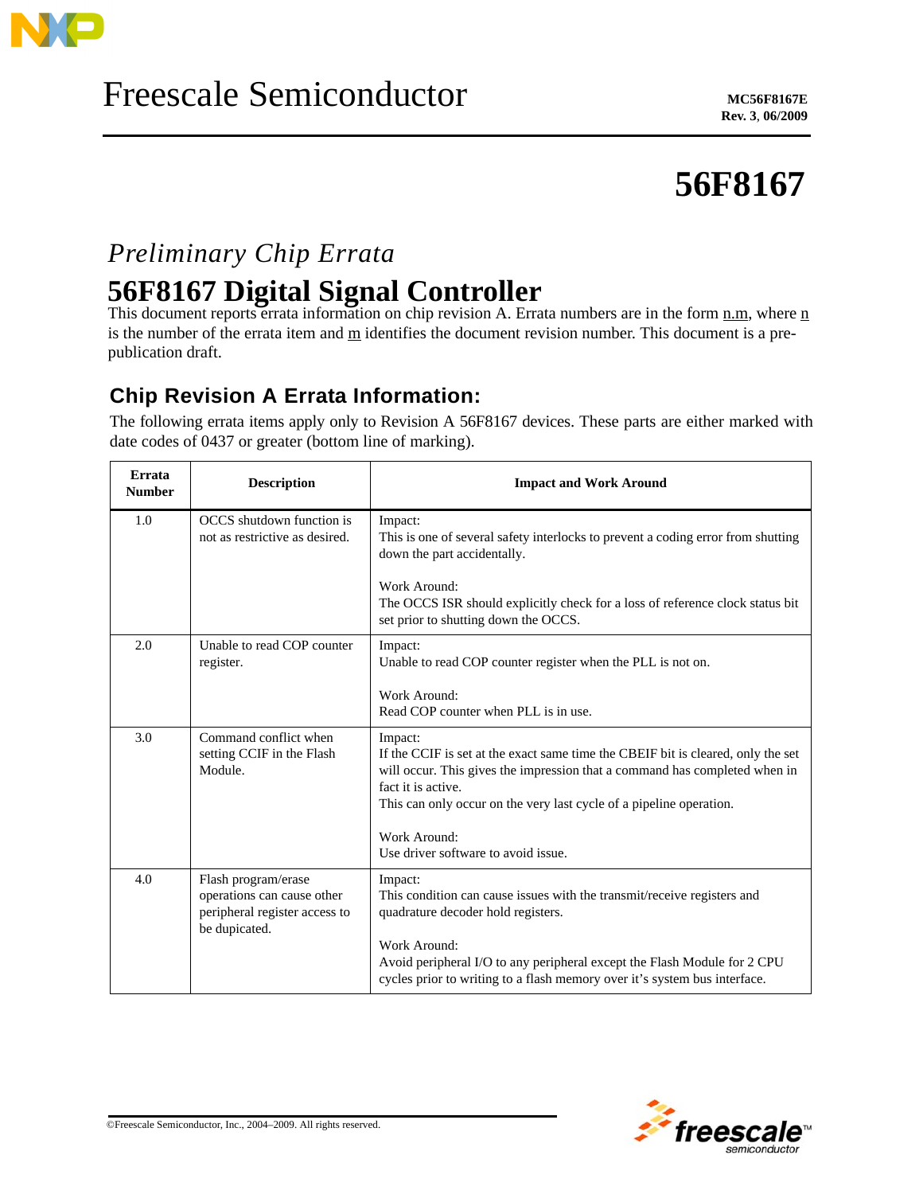Freescale Semiconductor

MC56F8167E
Rev. 3, 06/2009

# 56F8167

*Preliminary Chip Errata*

# 56F8167 Digital Signal Controller

This document reports errata information on chip revision A. Errata numbers are in the form n.m, where n is the number of the errata item and m identifies the document revision number. This document is a pre-publication draft.

## Chip Revision A Errata Information:

The following errata items apply only to Revision A 56F8167 devices. These parts are either marked with date codes of 0437 or greater (bottom line of marking).

| Errata Number | Description | Impact and Work Around |
|---|---|---|
| 1.0 | OCCS shutdown function is not as restrictive as desired. | Impact:<br>This is one of several safety interlocks to prevent a coding error from shutting down the part accidentally.<br><br>Work Around:<br>The OCCS ISR should explicitly check for a loss of reference clock status bit set prior to shutting down the OCCS. |
| 2.0 | Unable to read COP counter register. | Impact:<br>Unable to read COP counter register when the PLL is not on.<br><br>Work Around:<br>Read COP counter when PLL is in use. |
| 3.0 | Command conflict when setting CCIF in the Flash Module. | Impact:<br>If the CCIF is set at the exact same time the CBEIF bit is cleared, only the set will occur. This gives the impression that a command has completed when in fact it is active.<br>This can only occur on the very last cycle of a pipeline operation.<br><br>Work Around:<br>Use driver software to avoid issue. |
| 4.0 | Flash program/erase operations can cause other peripheral register access to be dupicated. | Impact:<br>This condition can cause issues with the transmit/receive registers and quadrature decoder hold registers.<br><br>Work Around:<br>Avoid peripheral I/O to any peripheral except the Flash Module for 2 CPU cycles prior to writing to a flash memory over it's system bus interface. |

©Freescale Semiconductor, Inc., 2004–2009. All rights reserved.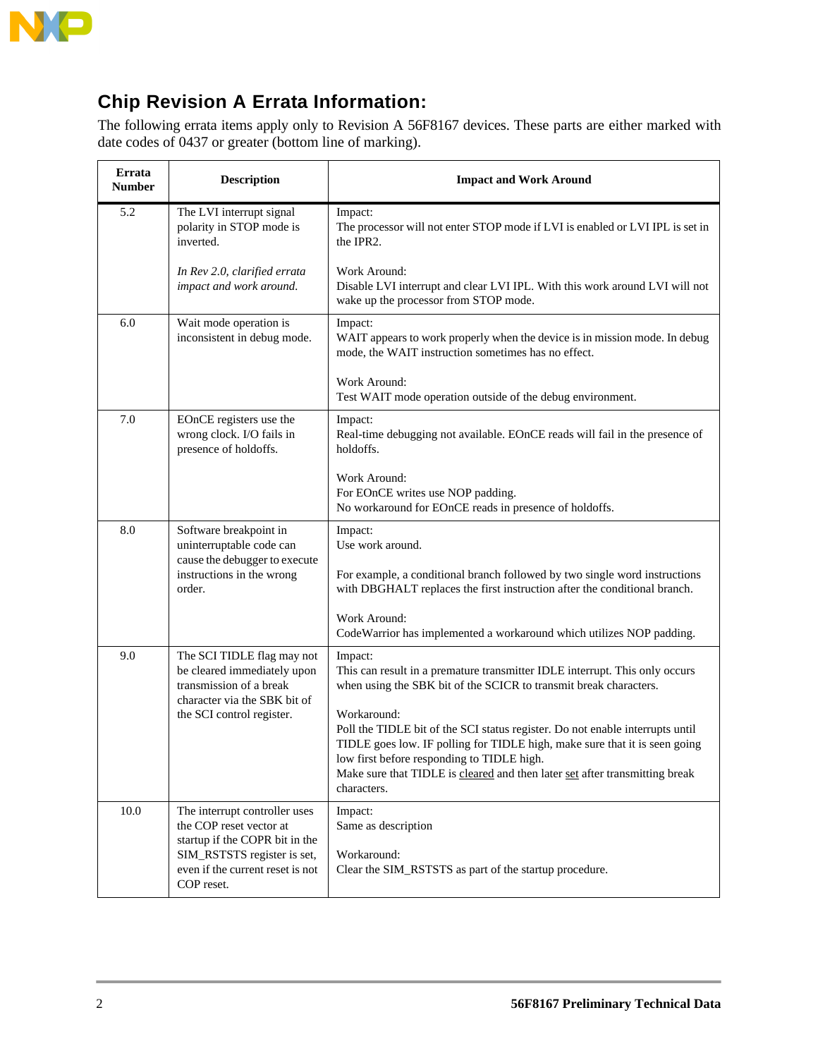## Chip Revision A Errata Information:

The following errata items apply only to Revision A 56F8167 devices. These parts are either marked with date codes of 0437 or greater (bottom line of marking).

| Errata Number | Description | Impact and Work Around |
|---|---|---|
| 5.2 | The LVI interrupt signal polarity in STOP mode is inverted.<br><br>*In Rev 2.0, clarified errata impact and work around.* | Impact:<br>The processor will not enter STOP mode if LVI is enabled or LVI IPL is set in the IPR2.<br><br>Work Around:<br>Disable LVI interrupt and clear LVI IPL. With this work around LVI will not wake up the processor from STOP mode. |
| 6.0 | Wait mode operation is inconsistent in debug mode. | Impact:<br>WAIT appears to work properly when the device is in mission mode. In debug mode, the WAIT instruction sometimes has no effect.<br><br>Work Around:<br>Test WAIT mode operation outside of the debug environment. |
| 7.0 | EOnCE registers use the wrong clock. I/O fails in presence of holdoffs. | Impact:<br>Real-time debugging not available. EOnCE reads will fail in the presence of holdoffs.<br><br>Work Around:<br>For EOnCE writes use NOP padding.<br>No workaround for EOnCE reads in presence of holdoffs. |
| 8.0 | Software breakpoint in uninterruptable code can cause the debugger to execute instructions in the wrong order. | Impact:<br>Use work around.<br><br>For example, a conditional branch followed by two single word instructions with DBGHALT replaces the first instruction after the conditional branch.<br><br>Work Around:<br>CodeWarrior has implemented a workaround which utilizes NOP padding. |
| 9.0 | The SCI TIDLE flag may not be cleared immediately upon transmission of a break character via the SBK bit of the SCI control register. | Impact:<br>This can result in a premature transmitter IDLE interrupt. This only occurs when using the SBK bit of the SCICR to transmit break characters.<br><br>Workaround:<br>Poll the TIDLE bit of the SCI status register. Do not enable interrupts until TIDLE goes low. IF polling for TIDLE high, make sure that it is seen going low first before responding to TIDLE high.<br>Make sure that TIDLE is cleared and then later set after transmitting break characters. |
| 10.0 | The interrupt controller uses the COP reset vector at startup if the COPR bit in the SIM_RSTSTS register is set, even if the current reset is not COP reset. | Impact:<br>Same as description<br><br>Workaround:<br>Clear the SIM_RSTSTS as part of the startup procedure. |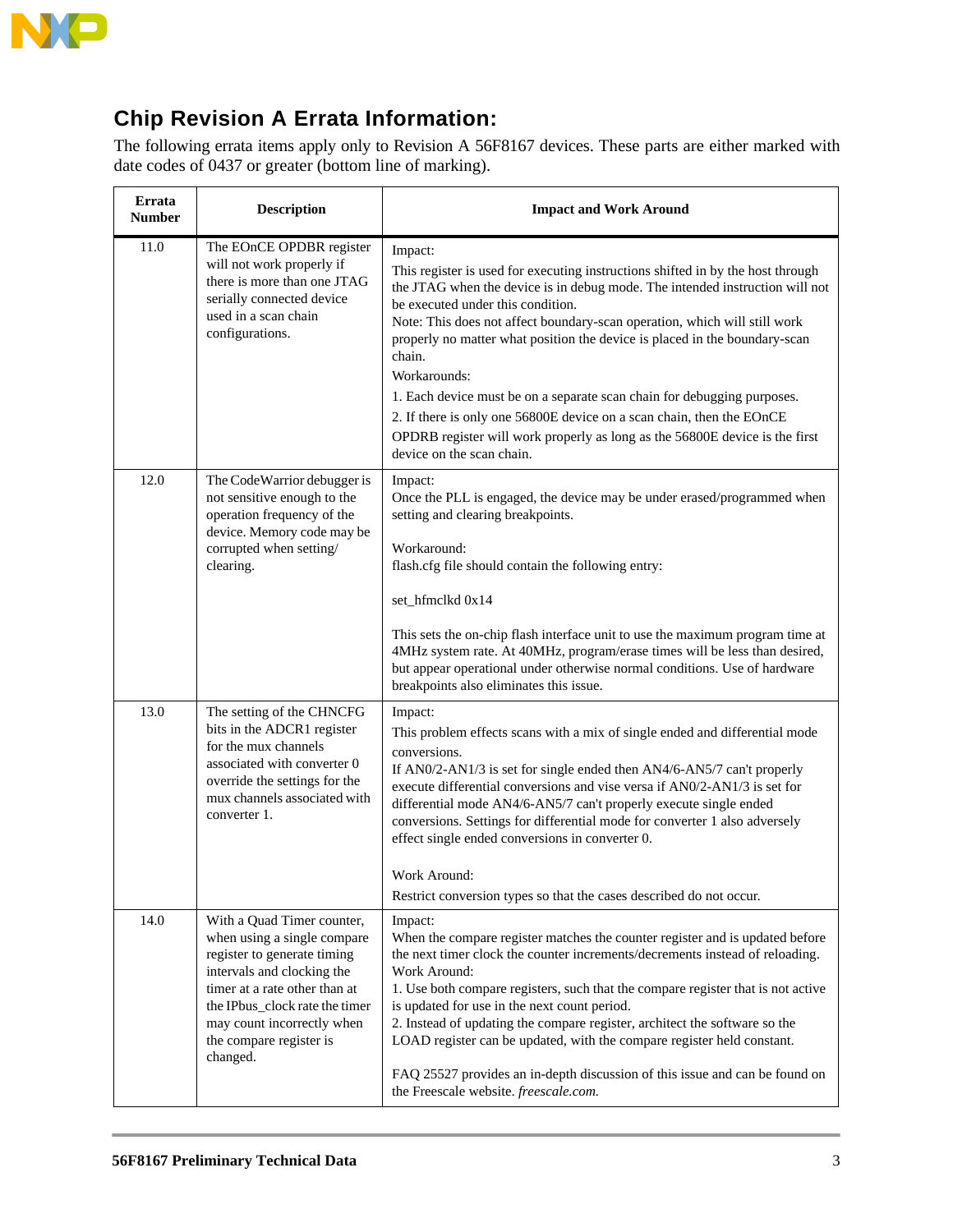## Chip Revision A Errata Information:

The following errata items apply only to Revision A 56F8167 devices. These parts are either marked with date codes of 0437 or greater (bottom line of marking).

| Errata Number | Description | Impact and Work Around |
|---|---|---|
| 11.0 | The EOnCE OPDBR register will not work properly if there is more than one JTAG serially connected device used in a scan chain configurations. | Impact:<br>This register is used for executing instructions shifted in by the host through the JTAG when the device is in debug mode. The intended instruction will not be executed under this condition.<br>Note: This does not affect boundary-scan operation, which will still work properly no matter what position the device is placed in the boundary-scan chain.<br>Workarounds:<br>1. Each device must be on a separate scan chain for debugging purposes.<br>2. If there is only one 56800E device on a scan chain, then the EOnCE OPDRB register will work properly as long as the 56800E device is the first device on the scan chain. |
| 12.0 | The CodeWarrior debugger is not sensitive enough to the operation frequency of the device. Memory code may be corrupted when setting/ clearing. | Impact:<br>Once the PLL is engaged, the device may be under erased/programmed when setting and clearing breakpoints.<br><br>Workaround:<br>flash.cfg file should contain the following entry:<br><br>set_hfmclkd 0x14<br><br>This sets the on-chip flash interface unit to use the maximum program time at 4MHz system rate. At 40MHz, program/erase times will be less than desired, but appear operational under otherwise normal conditions. Use of hardware breakpoints also eliminates this issue. |
| 13.0 | The setting of the CHNCFG bits in the ADCR1 register for the mux channels associated with converter 0 override the settings for the mux channels associated with converter 1. | Impact:<br>This problem effects scans with a mix of single ended and differential mode conversions.<br>If AN0/2-AN1/3 is set for single ended then AN4/6-AN5/7 can't properly execute differential conversions and vise versa if AN0/2-AN1/3 is set for differential mode AN4/6-AN5/7 can't properly execute single ended conversions. Settings for differential mode for converter 1 also adversely effect single ended conversions in converter 0.<br><br>Work Around:<br>Restrict conversion types so that the cases described do not occur. |
| 14.0 | With a Quad Timer counter, when using a single compare register to generate timing intervals and clocking the timer at a rate other than at the IPbus_clock rate the timer may count incorrectly when the compare register is changed. | Impact:<br>When the compare register matches the counter register and is updated before the next timer clock the counter increments/decrements instead of reloading.<br>Work Around:<br>1. Use both compare registers, such that the compare register that is not active is updated for use in the next count period.<br>2. Instead of updating the compare register, architect the software so the LOAD register can be updated, with the compare register held constant.<br><br>FAQ 25527 provides an in-depth discussion of this issue and can be found on the Freescale website. *freescale.com.* |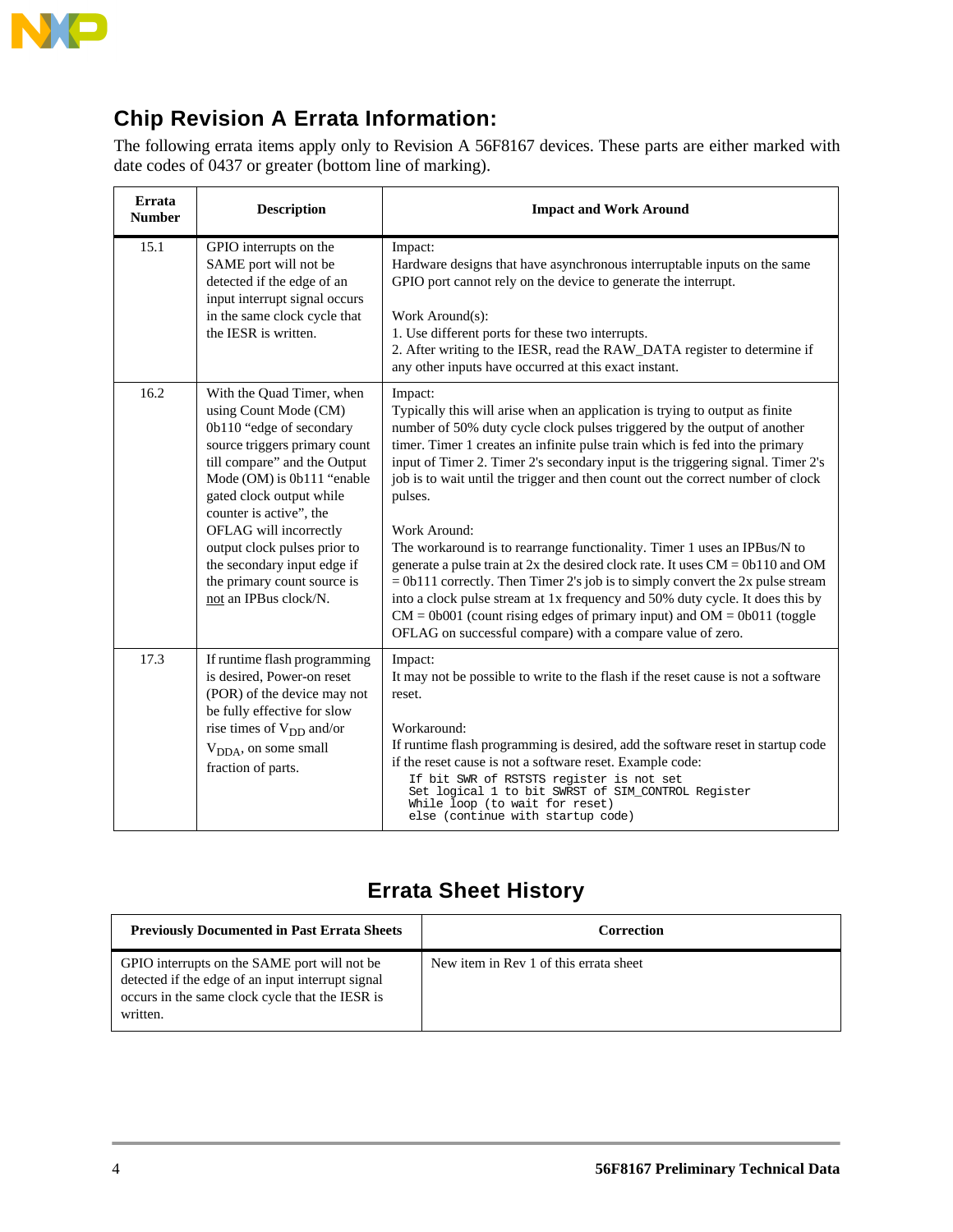## Chip Revision A Errata Information:

The following errata items apply only to Revision A 56F8167 devices. These parts are either marked with date codes of 0437 or greater (bottom line of marking).

| Errata Number | Description | Impact and Work Around |
|---|---|---|
| 15.1 | GPIO interrupts on the SAME port will not be detected if the edge of an input interrupt signal occurs in the same clock cycle that the IESR is written. | Impact:<br>Hardware designs that have asynchronous interruptable inputs on the same GPIO port cannot rely on the device to generate the interrupt.<br><br>Work Around(s):<br>1. Use different ports for these two interrupts.<br>2. After writing to the IESR, read the RAW_DATA register to determine if any other inputs have occurred at this exact instant. |
| 16.2 | With the Quad Timer, when using Count Mode (CM) 0b110 “edge of secondary source triggers primary count till compare” and the Output Mode (OM) is 0b111 “enable gated clock output while counter is active”, the OFLAG will incorrectly output clock pulses prior to the secondary input edge if the primary count source is <u>not</u> an IPBus clock/N. | Impact:<br>Typically this will arise when an application is trying to output as finite number of 50% duty cycle clock pulses triggered by the output of another timer. Timer 1 creates an infinite pulse train which is fed into the primary input of Timer 2. Timer 2's secondary input is the triggering signal. Timer 2's job is to wait until the trigger and then count out the correct number of clock pulses.<br><br>Work Around:<br>The workaround is to rearrange functionality. Timer 1 uses an IPBus/N to generate a pulse train at 2x the desired clock rate. It uses CM = 0b110 and OM = 0b111 correctly. Then Timer 2's job is to simply convert the 2x pulse stream into a clock pulse stream at 1x frequency and 50% duty cycle. It does this by CM = 0b001 (count rising edges of primary input) and OM = 0b011 (toggle OFLAG on successful compare) with a compare value of zero. |
| 17.3 | If runtime flash programming is desired, Power-on reset (POR) of the device may not be fully effective for slow rise times of $V_{DD}$ and/or $V_{DDA}$, on some small fraction of parts. | Impact:<br>It may not be possible to write to the flash if the reset cause is not a software reset.<br><br>Workaround:<br>If runtime flash programming is desired, add the software reset in startup code if the reset cause is not a software reset. Example code:<br>`If bit SWR of RSTSTS register is not set`<br>`Set logical 1 to bit SWRST of SIM_CONTROL Register`<br>`While loop (to wait for reset)`<br>`else (continue with startup code)` |

## Errata Sheet History

| Previously Documented in Past Errata Sheets | Correction |
|---|---|
| GPIO interrupts on the SAME port will not be detected if the edge of an input interrupt signal occurs in the same clock cycle that the IESR is written. | New item in Rev 1 of this errata sheet |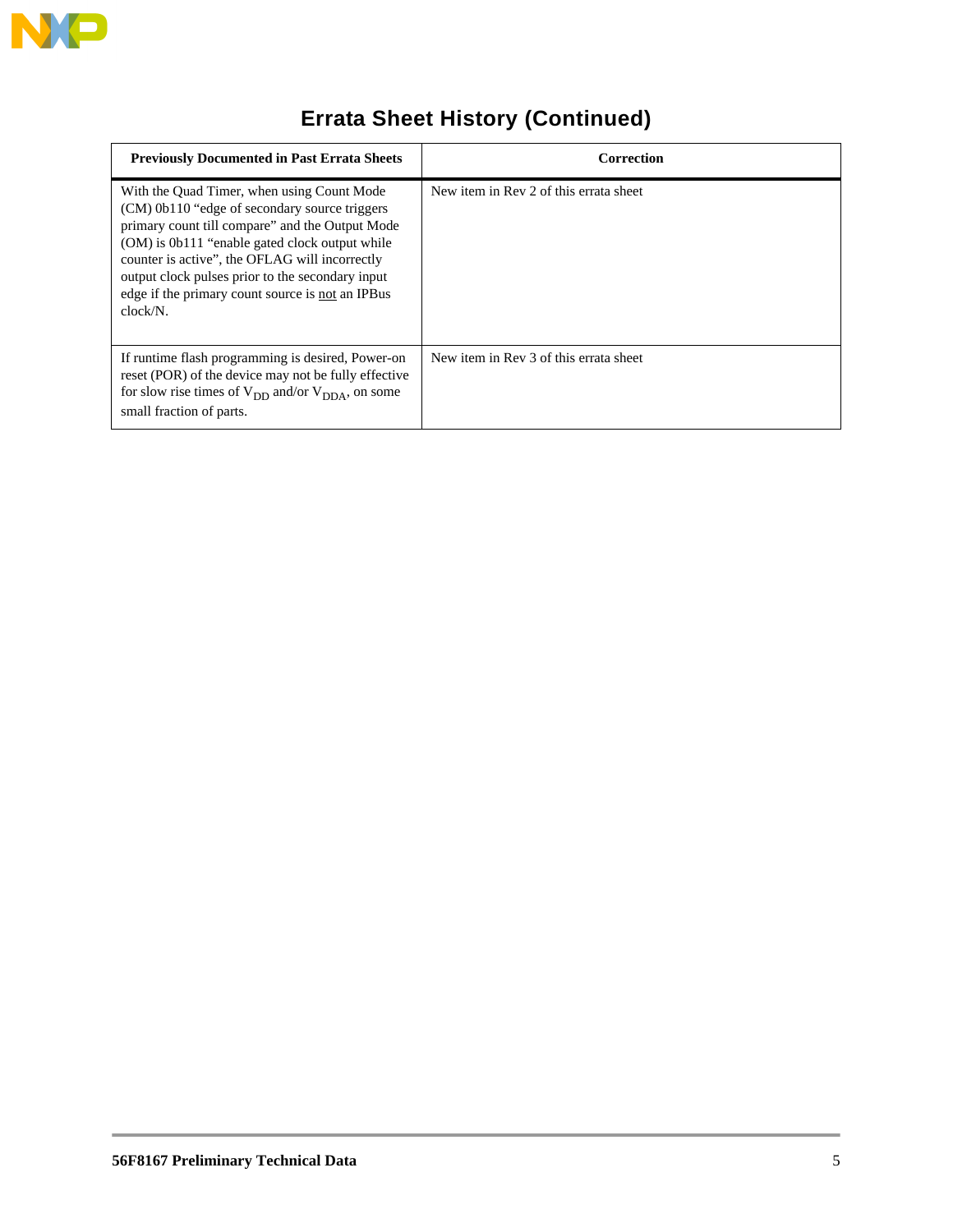# Errata Sheet History (Continued)

| Previously Documented in Past Errata Sheets | Correction |
|---|---|
| With the Quad Timer, when using Count Mode (CM) 0b110 “edge of secondary source triggers primary count till compare” and the Output Mode (OM) is 0b111 “enable gated clock output while counter is active”, the OFLAG will incorrectly output clock pulses prior to the secondary input edge if the primary count source is not an IPBus clock/N. | New item in Rev 2 of this errata sheet |
| If runtime flash programming is desired, Power-on reset (POR) of the device may not be fully effective for slow rise times of $V_{DD}$ and/or $V_{DDA}$, on some small fraction of parts. | New item in Rev 3 of this errata sheet |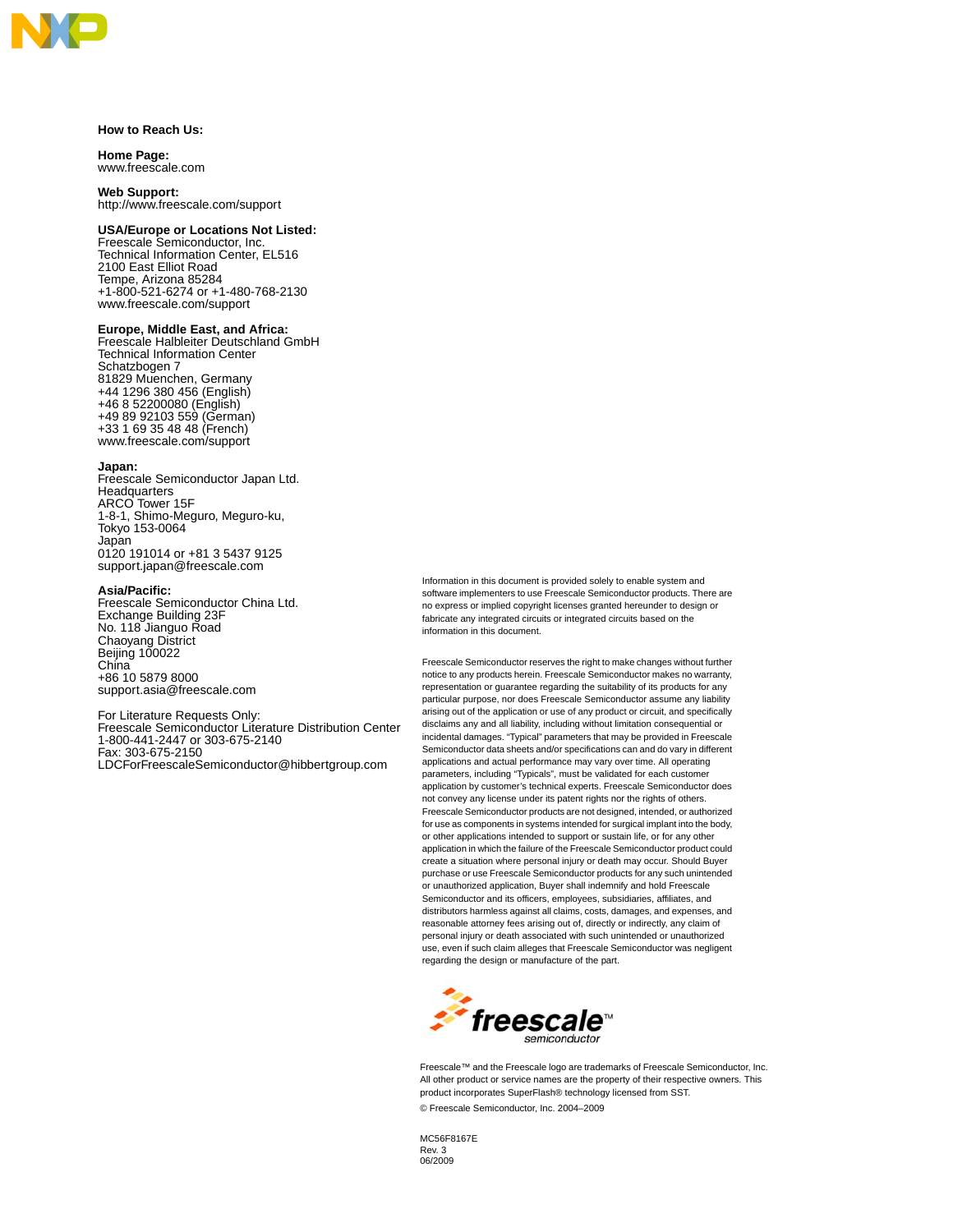**How to Reach Us:**

**Home Page:**
www.freescale.com

**Web Support:**
http://www.freescale.com/support

**USA/Europe or Locations Not Listed:**
Freescale Semiconductor, Inc.
Technical Information Center, EL516
2100 East Elliot Road
Tempe, Arizona 85284
+1-800-521-6274 or +1-480-768-2130
www.freescale.com/support

**Europe, Middle East, and Africa:**
Freescale Halbleiter Deutschland GmbH
Technical Information Center
Schatzbogen 7
81829 Muenchen, Germany
+44 1296 380 456 (English)
+46 8 52200080 (English)
+49 89 92103 559 (German)
+33 1 69 35 48 48 (French)
www.freescale.com/support

**Japan:**
Freescale Semiconductor Japan Ltd.
Headquarters
ARCO Tower 15F
1-8-1, Shimo-Meguro, Meguro-ku,
Tokyo 153-0064
Japan
0120 191014 or +81 3 5437 9125
support.japan@freescale.com

**Asia/Pacific:**
Freescale Semiconductor China Ltd.
Exchange Building 23F
No. 118 Jianguo Road
Chaoyang District
Beijing 100022
China
+86 10 5879 8000
support.asia@freescale.com

For Literature Requests Only:
Freescale Semiconductor Literature Distribution Center
1-800-441-2447 or 303-675-2140
Fax: 303-675-2150
LDCForFreescaleSemiconductor@hibbertgroup.com

Information in this document is provided solely to enable system and software implementers to use Freescale Semiconductor products. There are no express or implied copyright licenses granted hereunder to design or fabricate any integrated circuits or integrated circuits based on the information in this document.

Freescale Semiconductor reserves the right to make changes without further notice to any products herein. Freescale Semiconductor makes no warranty, representation or guarantee regarding the suitability of its products for any particular purpose, nor does Freescale Semiconductor assume any liability arising out of the application or use of any product or circuit, and specifically disclaims any and all liability, including without limitation consequential or incidental damages. "Typical" parameters that may be provided in Freescale Semiconductor data sheets and/or specifications can and do vary in different applications and actual performance may vary over time. All operating parameters, including "Typicals", must be validated for each customer application by customer's technical experts. Freescale Semiconductor does not convey any license under its patent rights nor the rights of others. Freescale Semiconductor products are not designed, intended, or authorized for use as components in systems intended for surgical implant into the body, or other applications intended to support or sustain life, or for any other application in which the failure of the Freescale Semiconductor product could create a situation where personal injury or death may occur. Should Buyer purchase or use Freescale Semiconductor products for any such unintended or unauthorized application, Buyer shall indemnify and hold Freescale Semiconductor and its officers, employees, subsidiaries, affiliates, and distributors harmless against all claims, costs, damages, and expenses, and reasonable attorney fees arising out of, directly or indirectly, any claim of personal injury or death associated with such unintended or unauthorized use, even if such claim alleges that Freescale Semiconductor was negligent regarding the design or manufacture of the part.

Freescale™ and the Freescale logo are trademarks of Freescale Semiconductor, Inc. All other product or service names are the property of their respective owners. This product incorporates SuperFlash® technology licensed from SST.

© Freescale Semiconductor, Inc. 2004–2009

MC56F8167E
Rev. 3
06/2009